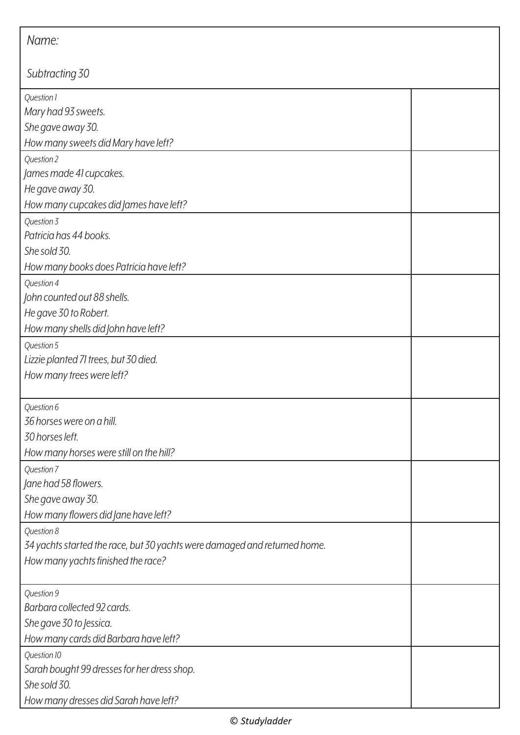Name:

Subtracting 30

| | |
|---|---|
| *Question 1*<br>*Mary had 93 sweets.*<br>*She gave away 30.*<br>*How many sweets did Mary have left?* | |
| *Question 2*<br>*James made 41 cupcakes.*<br>*He gave away 30.*<br>*How many cupcakes did James have left?* | |
| *Question 3*<br>*Patricia has 44 books.*<br>*She sold 30.*<br>*How many books does Patricia have left?* | |
| *Question 4*<br>*John counted out 88 shells.*<br>*He gave 30 to Robert.*<br>*How many shells did John have left?* | |
| *Question 5*<br>*Lizzie planted 71 trees, but 30 died.*<br>*How many trees were left?* | |
| *Question 6*<br>*36 horses were on a hill.*<br>*30 horses left.*<br>*How many horses were still on the hill?* | |
| *Question 7*<br>*Jane had 58 flowers.*<br>*She gave away 30.*<br>*How many flowers did Jane have left?* | |
| *Question 8*<br>*34 yachts started the race, but 30 yachts were damaged and returned home.*<br>*How many yachts finished the race?* | |
| *Question 9*<br>*Barbara collected 92 cards.*<br>*She gave 30 to Jessica.*<br>*How many cards did Barbara have left?* | |
| *Question 10*<br>*Sarah bought 99 dresses for her dress shop.*<br>*She sold 30.*<br>*How many dresses did Sarah have left?* | |

© Studyladder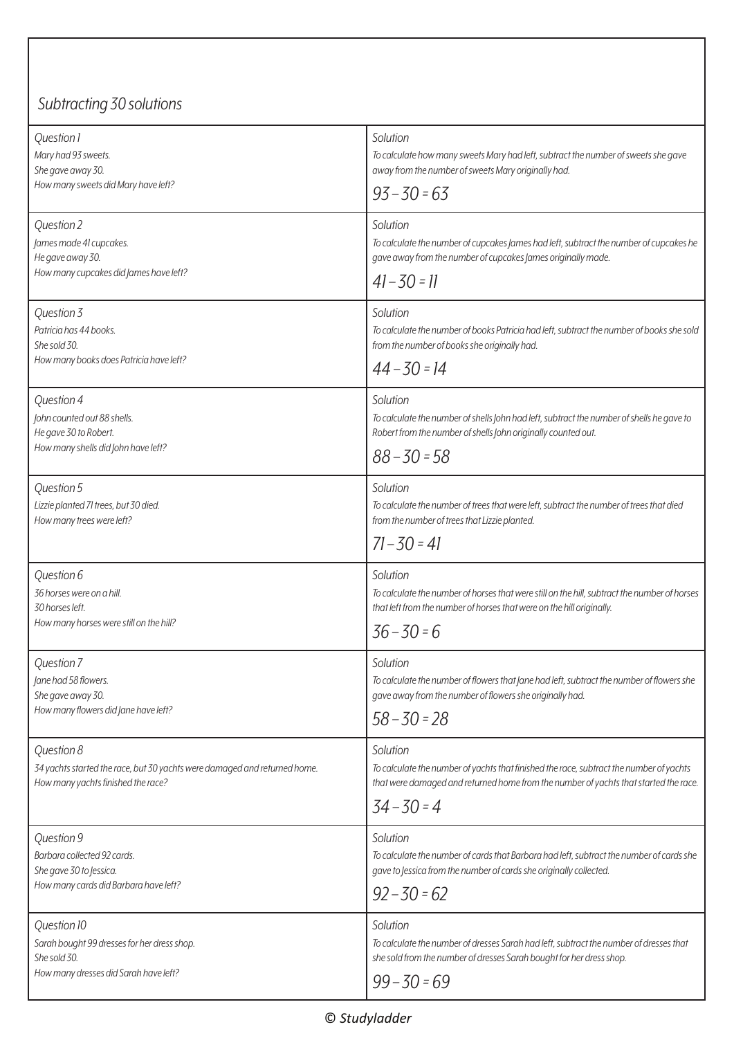*Subtracting 30 solutions*

| | |
|---|---|
| *Question 1*<br>*Mary had 93 sweets.*<br>*She gave away 30.*<br>*How many sweets did Mary have left?* | *Solution*<br>*To calculate how many sweets Mary had left, subtract the number of sweets she gave away from the number of sweets Mary originally had.*<br>$93 - 30 = 63$ |
| *Question 2*<br>*James made 41 cupcakes.*<br>*He gave away 30.*<br>*How many cupcakes did James have left?* | *Solution*<br>*To calculate the number of cupcakes James had left, subtract the number of cupcakes he gave away from the number of cupcakes James originally made.*<br>$41 - 30 = 11$ |
| *Question 3*<br>*Patricia has 44 books.*<br>*She sold 30.*<br>*How many books does Patricia have left?* | *Solution*<br>*To calculate the number of books Patricia had left, subtract the number of books she sold from the number of books she originally had.*<br>$44 - 30 = 14$ |
| *Question 4*<br>*John counted out 88 shells.*<br>*He gave 30 to Robert.*<br>*How many shells did John have left?* | *Solution*<br>*To calculate the number of shells John had left, subtract the number of shells he gave to Robert from the number of shells John originally counted out.*<br>$88 - 30 = 58$ |
| *Question 5*<br>*Lizzie planted 71 trees, but 30 died.*<br>*How many trees were left?* | *Solution*<br>*To calculate the number of trees that were left, subtract the number of trees that died from the number of trees that Lizzie planted.*<br>$71 - 30 = 41$ |
| *Question 6*<br>*36 horses were on a hill.*<br>*30 horses left.*<br>*How many horses were still on the hill?* | *Solution*<br>*To calculate the number of horses that were still on the hill, subtract the number of horses that left from the number of horses that were on the hill originally.*<br>$36 - 30 = 6$ |
| *Question 7*<br>*Jane had 58 flowers.*<br>*She gave away 30.*<br>*How many flowers did Jane have left?* | *Solution*<br>*To calculate the number of flowers that Jane had left, subtract the number of flowers she gave away from the number of flowers she originally had.*<br>$58 - 30 = 28$ |
| *Question 8*<br>*34 yachts started the race, but 30 yachts were damaged and returned home.*<br>*How many yachts finished the race?* | *Solution*<br>*To calculate the number of yachts that finished the race, subtract the number of yachts that were damaged and returned home from the number of yachts that started the race.*<br>$34 - 30 = 4$ |
| *Question 9*<br>*Barbara collected 92 cards.*<br>*She gave 30 to Jessica.*<br>*How many cards did Barbara have left?* | *Solution*<br>*To calculate the number of cards that Barbara had left, subtract the number of cards she gave to Jessica from the number of cards she originally collected.*<br>$92 - 30 = 62$ |
| *Question 10*<br>*Sarah bought 99 dresses for her dress shop.*<br>*She sold 30.*<br>*How many dresses did Sarah have left?* | *Solution*<br>*To calculate the number of dresses Sarah had left, subtract the number of dresses that she sold from the number of dresses Sarah bought for her dress shop.*<br>$99 - 30 = 69$ |